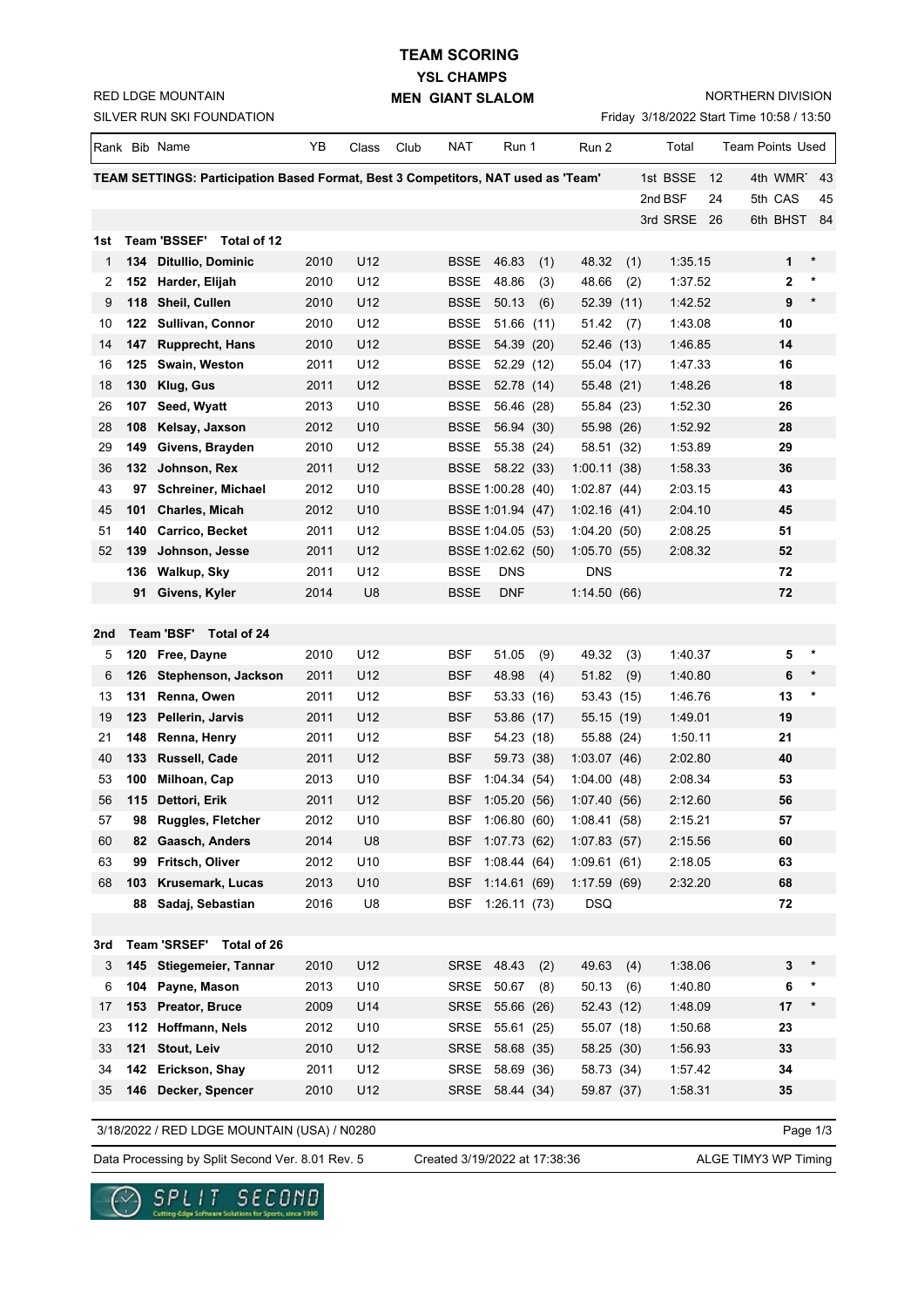# TEAM SCORING

## YSL CHAMPS

## MEN GIANT SLALOM

RED LDGE MOUNTAIN
SILVER RUN SKI FOUNDATION

NORTHERN DIVISION
Friday 3/18/2022 Start Time 10:58 / 13:50

| Rank | Bib | Name | YB | Class | Club | NAT | Run 1 | Run 2 | Total | Team Points | Used |
|---|---|---|---|---|---|---|---|---|---|---|---|
| **TEAM SETTINGS: Participation Based Format, Best 3 Competitors, NAT used as 'Team'** | | | | | | | | | 1st BSSE 12 / 2nd BSF 24 / 3rd SRSE 26 | 4th WMR 43 / 5th CAS 45 / 6th BHST 84 | |
| **1st** | **Team 'BSSEF'** | **Total of 12** | | | | | | | | | |
| 1 | 134 | Ditullio, Dominic | 2010 | U12 | | BSSE | 46.83 (1) | 48.32 (1) | 1:35.15 | 1 | * |
| 2 | 152 | Harder, Elijah | 2010 | U12 | | BSSE | 48.86 (3) | 48.66 (2) | 1:37.52 | 2 | * |
| 9 | 118 | Sheil, Cullen | 2010 | U12 | | BSSE | 50.13 (6) | 52.39 (11) | 1:42.52 | 9 | * |
| 10 | 122 | Sullivan, Connor | 2010 | U12 | | BSSE | 51.66 (11) | 51.42 (7) | 1:43.08 | 10 | |
| 14 | 147 | Rupprecht, Hans | 2010 | U12 | | BSSE | 54.39 (20) | 52.46 (13) | 1:46.85 | 14 | |
| 16 | 125 | Swain, Weston | 2011 | U12 | | BSSE | 52.29 (12) | 55.04 (17) | 1:47.33 | 16 | |
| 18 | 130 | Klug, Gus | 2011 | U12 | | BSSE | 52.78 (14) | 55.48 (21) | 1:48.26 | 18 | |
| 26 | 107 | Seed, Wyatt | 2013 | U10 | | BSSE | 56.46 (28) | 55.84 (23) | 1:52.30 | 26 | |
| 28 | 108 | Kelsay, Jaxson | 2012 | U10 | | BSSE | 56.94 (30) | 55.98 (26) | 1:52.92 | 28 | |
| 29 | 149 | Givens, Brayden | 2010 | U12 | | BSSE | 55.38 (24) | 58.51 (32) | 1:53.89 | 29 | |
| 36 | 132 | Johnson, Rex | 2011 | U12 | | BSSE | 58.22 (33) | 1:00.11 (38) | 1:58.33 | 36 | |
| 43 | 97 | Schreiner, Michael | 2012 | U10 | | BSSE | 1:00.28 (40) | 1:02.87 (44) | 2:03.15 | 43 | |
| 45 | 101 | Charles, Micah | 2012 | U10 | | BSSE | 1:01.94 (47) | 1:02.16 (41) | 2:04.10 | 45 | |
| 51 | 140 | Carrico, Becket | 2011 | U12 | | BSSE | 1:04.05 (53) | 1:04.20 (50) | 2:08.25 | 51 | |
| 52 | 139 | Johnson, Jesse | 2011 | U12 | | BSSE | 1:02.62 (50) | 1:05.70 (55) | 2:08.32 | 52 | |
| | 136 | Walkup, Sky | 2011 | U12 | | BSSE | DNS | DNS | | 72 | |
| | 91 | Givens, Kyler | 2014 | U8 | | BSSE | DNF | 1:14.50 (66) | | 72 | |
| **2nd** | **Team 'BSF'** | **Total of 24** | | | | | | | | | |
| 5 | 120 | Free, Dayne | 2010 | U12 | | BSF | 51.05 (9) | 49.32 (3) | 1:40.37 | 5 | * |
| 6 | 126 | Stephenson, Jackson | 2011 | U12 | | BSF | 48.98 (4) | 51.82 (9) | 1:40.80 | 6 | * |
| 13 | 131 | Renna, Owen | 2011 | U12 | | BSF | 53.33 (16) | 53.43 (15) | 1:46.76 | 13 | * |
| 19 | 123 | Pellerin, Jarvis | 2011 | U12 | | BSF | 53.86 (17) | 55.15 (19) | 1:49.01 | 19 | |
| 21 | 148 | Renna, Henry | 2011 | U12 | | BSF | 54.23 (18) | 55.88 (24) | 1:50.11 | 21 | |
| 40 | 133 | Russell, Cade | 2011 | U12 | | BSF | 59.73 (38) | 1:03.07 (46) | 2:02.80 | 40 | |
| 53 | 100 | Milhoan, Cap | 2013 | U10 | | BSF | 1:04.34 (54) | 1:04.00 (48) | 2:08.34 | 53 | |
| 56 | 115 | Dettori, Erik | 2011 | U12 | | BSF | 1:05.20 (56) | 1:07.40 (56) | 2:12.60 | 56 | |
| 57 | 98 | Ruggles, Fletcher | 2012 | U10 | | BSF | 1:06.80 (60) | 1:08.41 (58) | 2:15.21 | 57 | |
| 60 | 82 | Gaasch, Anders | 2014 | U8 | | BSF | 1:07.73 (62) | 1:07.83 (57) | 2:15.56 | 60 | |
| 63 | 99 | Fritsch, Oliver | 2012 | U10 | | BSF | 1:08.44 (64) | 1:09.61 (61) | 2:18.05 | 63 | |
| 68 | 103 | Krusemark, Lucas | 2013 | U10 | | BSF | 1:14.61 (69) | 1:17.59 (69) | 2:32.20 | 68 | |
| | 88 | Sadaj, Sebastian | 2016 | U8 | | BSF | 1:26.11 (73) | DSQ | | 72 | |
| **3rd** | **Team 'SRSEF'** | **Total of 26** | | | | | | | | | |
| 3 | 145 | Stiegemeier, Tannar | 2010 | U12 | | SRSE | 48.43 (2) | 49.63 (4) | 1:38.06 | 3 | * |
| 6 | 104 | Payne, Mason | 2013 | U10 | | SRSE | 50.67 (8) | 50.13 (6) | 1:40.80 | 6 | * |
| 17 | 153 | Preator, Bruce | 2009 | U14 | | SRSE | 55.66 (26) | 52.43 (12) | 1:48.09 | 17 | * |
| 23 | 112 | Hoffmann, Nels | 2012 | U10 | | SRSE | 55.61 (25) | 55.07 (18) | 1:50.68 | 23 | |
| 33 | 121 | Stout, Leiv | 2010 | U12 | | SRSE | 58.68 (35) | 58.25 (30) | 1:56.93 | 33 | |
| 34 | 142 | Erickson, Shay | 2011 | U12 | | SRSE | 58.69 (36) | 58.73 (34) | 1:57.42 | 34 | |
| 35 | 146 | Decker, Spencer | 2010 | U12 | | SRSE | 58.44 (34) | 59.87 (37) | 1:58.31 | 35 | |

3/18/2022 / RED LDGE MOUNTAIN (USA) / N0280

Data Processing by Split Second Ver. 8.01 Rev. 5 — Created 3/19/2022 at 17:38:36 — ALGE TIMY3 WP Timing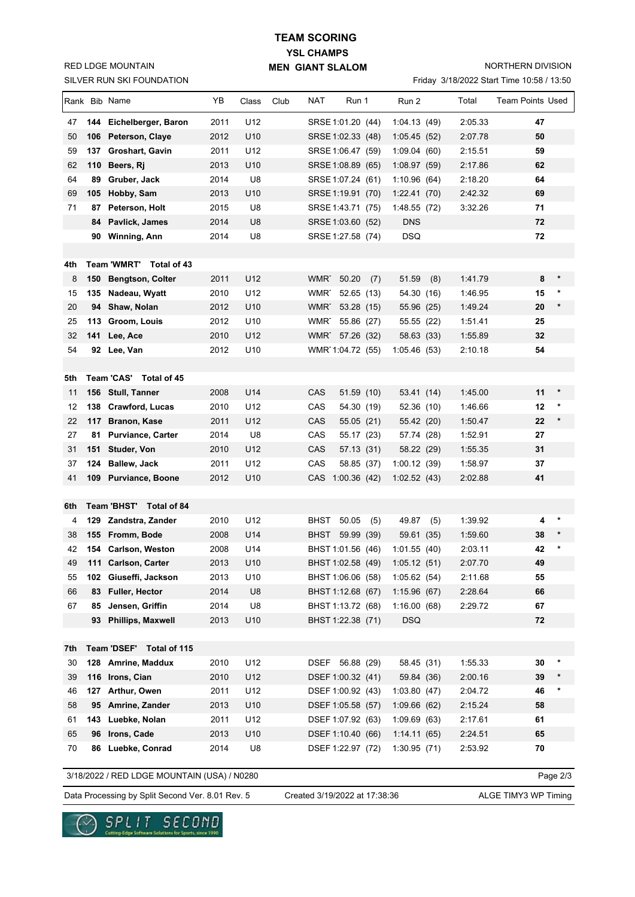# TEAM SCORING

## YSL CHAMPS

## MEN GIANT SLALOM

RED LDGE MOUNTAIN
SILVER RUN SKI FOUNDATION

NORTHERN DIVISION
Friday 3/18/2022 Start Time 10:58 / 13:50

| Rank | Bib | Name | YB | Class | Club | NAT | Run 1 | Run 2 | Total | Team Points | Used |
|---|---|---|---|---|---|---|---|---|---|---|---|
| 47 | 144 | Eichelberger, Baron | 2011 | U12 | | SRSE | 1:01.20 (44) | 1:04.13 (49) | 2:05.33 | 47 | |
| 50 | 106 | Peterson, Claye | 2012 | U10 | | SRSE | 1:02.33 (48) | 1:05.45 (52) | 2:07.78 | 50 | |
| 59 | 137 | Groshart, Gavin | 2011 | U12 | | SRSE | 1:06.47 (59) | 1:09.04 (60) | 2:15.51 | 59 | |
| 62 | 110 | Beers, Rj | 2013 | U10 | | SRSE | 1:08.89 (65) | 1:08.97 (59) | 2:17.86 | 62 | |
| 64 | 89 | Gruber, Jack | 2014 | U8 | | SRSE | 1:07.24 (61) | 1:10.96 (64) | 2:18.20 | 64 | |
| 69 | 105 | Hobby, Sam | 2013 | U10 | | SRSE | 1:19.91 (70) | 1:22.41 (70) | 2:42.32 | 69 | |
| 71 | 87 | Peterson, Holt | 2015 | U8 | | SRSE | 1:43.71 (75) | 1:48.55 (72) | 3:32.26 | 71 | |
| | 84 | Pavlick, James | 2014 | U8 | | SRSE | 1:03.60 (52) | DNS | | 72 | |
| | 90 | Winning, Ann | 2014 | U8 | | SRSE | 1:27.58 (74) | DSQ | | 72 | |
| | | | | | | | | | | | |
| **4th** | | **Team 'WMRT' Total of 43** | | | | | | | | | |
| 8 | 150 | Bengtson, Colter | 2011 | U12 | | WMRT | 50.20 (7) | 51.59 (8) | 1:41.79 | 8 | * |
| 15 | 135 | Nadeau, Wyatt | 2010 | U12 | | WMRT | 52.65 (13) | 54.30 (16) | 1:46.95 | 15 | * |
| 20 | 94 | Shaw, Nolan | 2012 | U10 | | WMRT | 53.28 (15) | 55.96 (25) | 1:49.24 | 20 | * |
| 25 | 113 | Groom, Louis | 2012 | U10 | | WMRT | 55.86 (27) | 55.55 (22) | 1:51.41 | 25 | |
| 32 | 141 | Lee, Ace | 2010 | U12 | | WMRT | 57.26 (32) | 58.63 (33) | 1:55.89 | 32 | |
| 54 | 92 | Lee, Van | 2012 | U10 | | WMRT | 1:04.72 (55) | 1:05.46 (53) | 2:10.18 | 54 | |
| | | | | | | | | | | | |
| **5th** | | **Team 'CAS' Total of 45** | | | | | | | | | |
| 11 | 156 | Stull, Tanner | 2008 | U14 | | CAS | 51.59 (10) | 53.41 (14) | 1:45.00 | 11 | * |
| 12 | 138 | Crawford, Lucas | 2010 | U12 | | CAS | 54.30 (19) | 52.36 (10) | 1:46.66 | 12 | * |
| 22 | 117 | Branon, Kase | 2011 | U12 | | CAS | 55.05 (21) | 55.42 (20) | 1:50.47 | 22 | * |
| 27 | 81 | Purviance, Carter | 2014 | U8 | | CAS | 55.17 (23) | 57.74 (28) | 1:52.91 | 27 | |
| 31 | 151 | Studer, Von | 2010 | U12 | | CAS | 57.13 (31) | 58.22 (29) | 1:55.35 | 31 | |
| 37 | 124 | Ballew, Jack | 2011 | U12 | | CAS | 58.85 (37) | 1:00.12 (39) | 1:58.97 | 37 | |
| 41 | 109 | Purviance, Boone | 2012 | U10 | | CAS | 1:00.36 (42) | 1:02.52 (43) | 2:02.88 | 41 | |
| | | | | | | | | | | | |
| **6th** | | **Team 'BHST' Total of 84** | | | | | | | | | |
| 4 | 129 | Zandstra, Zander | 2010 | U12 | | BHST | 50.05 (5) | 49.87 (5) | 1:39.92 | 4 | * |
| 38 | 155 | Fromm, Bode | 2008 | U14 | | BHST | 59.99 (39) | 59.61 (35) | 1:59.60 | 38 | * |
| 42 | 154 | Carlson, Weston | 2008 | U14 | | BHST | 1:01.56 (46) | 1:01.55 (40) | 2:03.11 | 42 | * |
| 49 | 111 | Carlson, Carter | 2013 | U10 | | BHST | 1:02.58 (49) | 1:05.12 (51) | 2:07.70 | 49 | |
| 55 | 102 | Giuseffi, Jackson | 2013 | U10 | | BHST | 1:06.06 (58) | 1:05.62 (54) | 2:11.68 | 55 | |
| 66 | 83 | Fuller, Hector | 2014 | U8 | | BHST | 1:12.68 (67) | 1:15.96 (67) | 2:28.64 | 66 | |
| 67 | 85 | Jensen, Griffin | 2014 | U8 | | BHST | 1:13.72 (68) | 1:16.00 (68) | 2:29.72 | 67 | |
| | 93 | Phillips, Maxwell | 2013 | U10 | | BHST | 1:22.38 (71) | DSQ | | 72 | |
| | | | | | | | | | | | |
| **7th** | | **Team 'DSEF' Total of 115** | | | | | | | | | |
| 30 | 128 | Amrine, Maddux | 2010 | U12 | | DSEF | 56.88 (29) | 58.45 (31) | 1:55.33 | 30 | * |
| 39 | 116 | Irons, Cian | 2010 | U12 | | DSEF | 1:00.32 (41) | 59.84 (36) | 2:00.16 | 39 | * |
| 46 | 127 | Arthur, Owen | 2011 | U12 | | DSEF | 1:00.92 (43) | 1:03.80 (47) | 2:04.72 | 46 | * |
| 58 | 95 | Amrine, Zander | 2013 | U10 | | DSEF | 1:05.58 (57) | 1:09.66 (62) | 2:15.24 | 58 | |
| 61 | 143 | Luebke, Nolan | 2011 | U12 | | DSEF | 1:07.92 (63) | 1:09.69 (63) | 2:17.61 | 61 | |
| 65 | 96 | Irons, Cade | 2013 | U10 | | DSEF | 1:10.40 (66) | 1:14.11 (65) | 2:24.51 | 65 | |
| 70 | 86 | Luebke, Conrad | 2014 | U8 | | DSEF | 1:22.97 (72) | 1:30.95 (71) | 2:53.92 | 70 | |

3/18/2022 / RED LDGE MOUNTAIN (USA) / N0280

Data Processing by Split Second Ver. 8.01 Rev. 5 — Created 3/19/2022 at 17:38:36 — ALGE TIMY3 WP Timing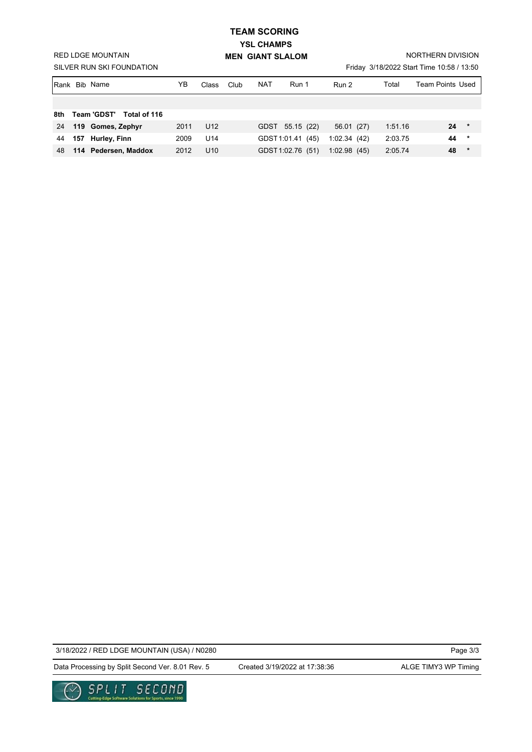# TEAM SCORING

## YSL CHAMPS

### MEN GIANT SLALOM

RED LDGE MOUNTAIN

SILVER RUN SKI FOUNDATION

NORTHERN DIVISION

Friday 3/18/2022 Start Time 10:58 / 13:50

| Rank | Bib | Name | YB | Class | Club | NAT | Run 1 | Run 2 | Total | Team Points | Used |
|---|---|---|---|---|---|---|---|---|---|---|---|
| **8th** | | **Team 'GDST' Total of 116** | | | | | | | | | |
| 24 | **119** | **Gomes, Zephyr** | 2011 | U12 | | GDST | 55.15 (22) | 56.01 (27) | 1:51.16 | **24** | * |
| 44 | **157** | **Hurley, Finn** | 2009 | U14 | | GDST | 1:01.41 (45) | 1:02.34 (42) | 2:03.75 | **44** | * |
| 48 | **114** | **Pedersen, Maddox** | 2012 | U10 | | GDST | 1:02.76 (51) | 1:02.98 (45) | 2:05.74 | **48** | * |

3/18/2022 / RED LDGE MOUNTAIN (USA) / N0280

Data Processing by Split Second Ver. 8.01 Rev. 5 Created 3/19/2022 at 17:38:36 ALGE TIMY3 WP Timing